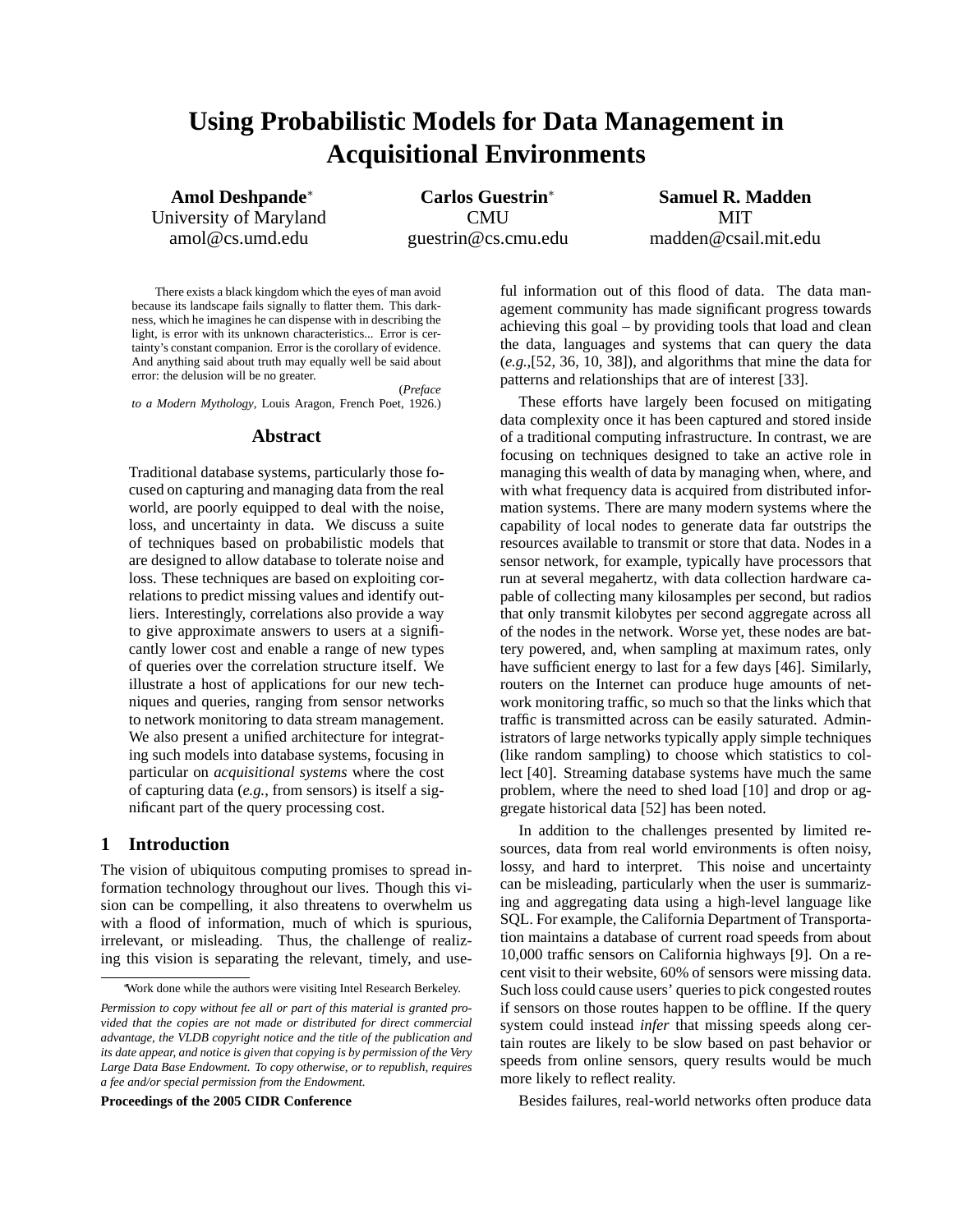# Using Probabilistic Models for Data Management in Acquisitional Environments

**Amol Deshpande*** 
University of Maryland 
amol@cs.umd.edu

**Carlos Guestrin*** 
CMU 
guestrin@cs.cmu.edu

**Samuel R. Madden** 
MIT 
madden@csail.mit.edu

> There exists a black kingdom which the eyes of man avoid because its landscape fails signally to flatter them. This darkness, which he imagines he can dispense with in describing the light, is error with its unknown characteristics... Error is certainty's constant companion. Error is the corollary of evidence. And anything said about truth may equally well be said about error: the delusion will be no greater.
>
> (*Preface to a Modern Mythology*, Louis Aragon, French Poet, 1926.)

## Abstract

Traditional database systems, particularly those focused on capturing and managing data from the real world, are poorly equipped to deal with the noise, loss, and uncertainty in data. We discuss a suite of techniques based on probabilistic models that are designed to allow database to tolerate noise and loss. These techniques are based on exploiting correlations to predict missing values and identify outliers. Interestingly, correlations also provide a way to give approximate answers to users at a significantly lower cost and enable a range of new types of queries over the correlation structure itself. We illustrate a host of applications for our new techniques and queries, ranging from sensor networks to network monitoring to data stream management. We also present a unified architecture for integrating such models into database systems, focusing in particular on *acquisitional systems* where the cost of capturing data (*e.g.*, from sensors) is itself a significant part of the query processing cost.

## 1 Introduction

The vision of ubiquitous computing promises to spread information technology throughout our lives. Though this vision can be compelling, it also threatens to overwhelm us with a flood of information, much of which is spurious, irrelevant, or misleading. Thus, the challenge of realizing this vision is separating the relevant, timely, and useful information out of this flood of data. The data management community has made significant progress towards achieving this goal – by providing tools that load and clean the data, languages and systems that can query the data (*e.g.*,[52, 36, 10, 38]), and algorithms that mine the data for patterns and relationships that are of interest [33].

These efforts have largely been focused on mitigating data complexity once it has been captured and stored inside of a traditional computing infrastructure. In contrast, we are focusing on techniques designed to take an active role in managing this wealth of data by managing when, where, and with what frequency data is acquired from distributed information systems. There are many modern systems where the capability of local nodes to generate data far outstrips the resources available to transmit or store that data. Nodes in a sensor network, for example, typically have processors that run at several megahertz, with data collection hardware capable of collecting many kilosamples per second, but radios that only transmit kilobytes per second aggregate across all of the nodes in the network. Worse yet, these nodes are battery powered, and, when sampling at maximum rates, only have sufficient energy to last for a few days [46]. Similarly, routers on the Internet can produce huge amounts of network monitoring traffic, so much so that the links which that traffic is transmitted across can be easily saturated. Administrators of large networks typically apply simple techniques (like random sampling) to choose which statistics to collect [40]. Streaming database systems have much the same problem, where the need to shed load [10] and drop or aggregate historical data [52] has been noted.

In addition to the challenges presented by limited resources, data from real world environments is often noisy, lossy, and hard to interpret. This noise and uncertainty can be misleading, particularly when the user is summarizing and aggregating data using a high-level language like SQL. For example, the California Department of Transportation maintains a database of current road speeds from about 10,000 traffic sensors on California highways [9]. On a recent visit to their website, 60% of sensors were missing data. Such loss could cause users' queries to pick congested routes if sensors on those routes happen to be offline. If the query system could instead *infer* that missing speeds along certain routes are likely to be slow based on past behavior or speeds from online sensors, query results would be much more likely to reflect reality.

Besides failures, real-world networks often produce data

---

*Work done while the authors were visiting Intel Research Berkeley.

*Permission to copy without fee all or part of this material is granted provided that the copies are not made or distributed for direct commercial advantage, the VLDB copyright notice and the title of the publication and its date appear, and notice is given that copying is by permission of the Very Large Data Base Endowment. To copy otherwise, or to republish, requires a fee and/or special permission from the Endowment.*

**Proceedings of the 2005 CIDR Conference**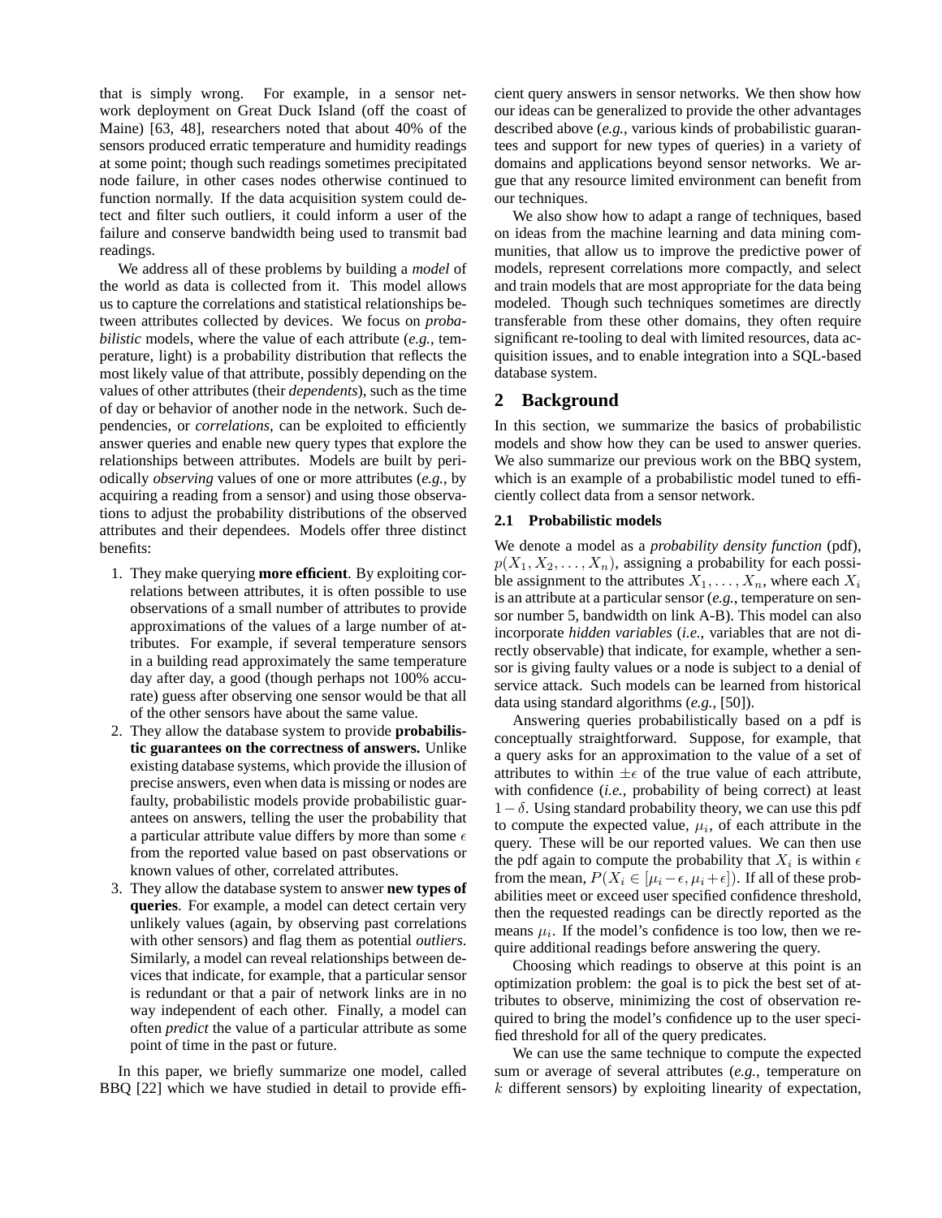that is simply wrong. For example, in a sensor network deployment on Great Duck Island (off the coast of Maine) [63, 48], researchers noted that about 40% of the sensors produced erratic temperature and humidity readings at some point; though such readings sometimes precipitated node failure, in other cases nodes otherwise continued to function normally. If the data acquisition system could detect and filter such outliers, it could inform a user of the failure and conserve bandwidth being used to transmit bad readings.

We address all of these problems by building a *model* of the world as data is collected from it. This model allows us to capture the correlations and statistical relationships between attributes collected by devices. We focus on *probabilistic* models, where the value of each attribute (*e.g.*, temperature, light) is a probability distribution that reflects the most likely value of that attribute, possibly depending on the values of other attributes (their *dependents*), such as the time of day or behavior of another node in the network. Such dependencies, or *correlations*, can be exploited to efficiently answer queries and enable new query types that explore the relationships between attributes. Models are built by periodically *observing* values of one or more attributes (*e.g.*, by acquiring a reading from a sensor) and using those observations to adjust the probability distributions of the observed attributes and their dependees. Models offer three distinct benefits:

1. They make querying **more efficient**. By exploiting correlations between attributes, it is often possible to use observations of a small number of attributes to provide approximations of the values of a large number of attributes. For example, if several temperature sensors in a building read approximately the same temperature day after day, a good (though perhaps not 100% accurate) guess after observing one sensor would be that all of the other sensors have about the same value.
2. They allow the database system to provide **probabilistic guarantees on the correctness of answers.** Unlike existing database systems, which provide the illusion of precise answers, even when data is missing or nodes are faulty, probabilistic models provide probabilistic guarantees on answers, telling the user the probability that a particular attribute value differs by more than some $\epsilon$ from the reported value based on past observations or known values of other, correlated attributes.
3. They allow the database system to answer **new types of queries**. For example, a model can detect certain very unlikely values (again, by observing past correlations with other sensors) and flag them as potential *outliers*. Similarly, a model can reveal relationships between devices that indicate, for example, that a particular sensor is redundant or that a pair of network links are in no way independent of each other. Finally, a model can often *predict* the value of a particular attribute as some point of time in the past or future.

In this paper, we briefly summarize one model, called BBQ [22] which we have studied in detail to provide efficient query answers in sensor networks. We then show how our ideas can be generalized to provide the other advantages described above (*e.g.*, various kinds of probabilistic guarantees and support for new types of queries) in a variety of domains and applications beyond sensor networks. We argue that any resource limited environment can benefit from our techniques.

We also show how to adapt a range of techniques, based on ideas from the machine learning and data mining communities, that allow us to improve the predictive power of models, represent correlations more compactly, and select and train models that are most appropriate for the data being modeled. Though such techniques sometimes are directly transferable from these other domains, they often require significant re-tooling to deal with limited resources, data acquisition issues, and to enable integration into a SQL-based database system.

## 2 Background

In this section, we summarize the basics of probabilistic models and show how they can be used to answer queries. We also summarize our previous work on the BBQ system, which is an example of a probabilistic model tuned to efficiently collect data from a sensor network.

### 2.1 Probabilistic models

We denote a model as a *probability density function* (pdf), $p(X_1, X_2, \ldots, X_n)$, assigning a probability for each possible assignment to the attributes $X_1, \ldots, X_n$, where each $X_i$ is an attribute at a particular sensor (*e.g.*, temperature on sensor number 5, bandwidth on link A-B). This model can also incorporate *hidden variables* (*i.e.*, variables that are not directly observable) that indicate, for example, whether a sensor is giving faulty values or a node is subject to a denial of service attack. Such models can be learned from historical data using standard algorithms (*e.g.*, [50]).

Answering queries probabilistically based on a pdf is conceptually straightforward. Suppose, for example, that a query asks for an approximation to the value of a set of attributes to within $\pm\epsilon$ of the true value of each attribute, with confidence (*i.e.*, probability of being correct) at least $1-\delta$. Using standard probability theory, we can use this pdf to compute the expected value, $\mu_i$, of each attribute in the query. These will be our reported values. We can then use the pdf again to compute the probability that $X_i$ is within $\epsilon$ from the mean, $P(X_i \in [\mu_i - \epsilon, \mu_i + \epsilon])$. If all of these probabilities meet or exceed user specified confidence threshold, then the requested readings can be directly reported as the means $\mu_i$. If the model's confidence is too low, then we require additional readings before answering the query.

Choosing which readings to observe at this point is an optimization problem: the goal is to pick the best set of attributes to observe, minimizing the cost of observation required to bring the model's confidence up to the user specified threshold for all of the query predicates.

We can use the same technique to compute the expected sum or average of several attributes (*e.g.*, temperature on $k$ different sensors) by exploiting linearity of expectation,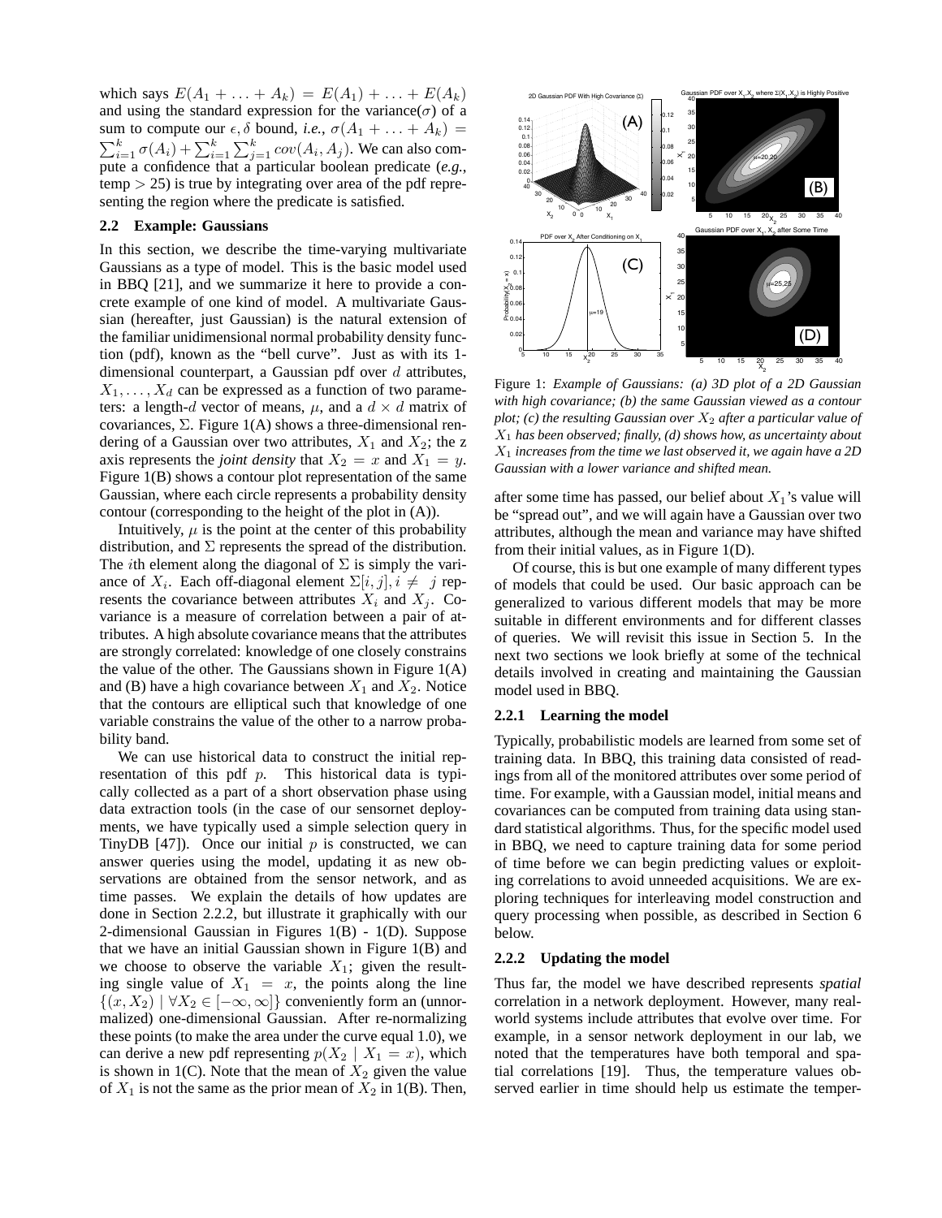which says $E(A_1 + \ldots + A_k) = E(A_1) + \ldots + E(A_k)$ and using the standard expression for the variance($\sigma$) of a sum to compute our $\epsilon, \delta$ bound, *i.e.*, $\sigma(A_1 + \ldots + A_k) = \sum_{i=1}^{k} \sigma(A_i) + \sum_{i=1}^{k} \sum_{j=1}^{k} cov(A_i, A_j)$. We can also compute a confidence that a particular boolean predicate (*e.g.*, temp $> 25$) is true by integrating over area of the pdf representing the region where the predicate is satisfied.

## 2.2 Example: Gaussians

In this section, we describe the time-varying multivariate Gaussians as a type of model. This is the basic model used in BBQ [21], and we summarize it here to provide a concrete example of one kind of model. A multivariate Gaussian (hereafter, just Gaussian) is the natural extension of the familiar unidimensional normal probability density function (pdf), known as the "bell curve". Just as with its 1-dimensional counterpart, a Gaussian pdf over $d$ attributes, $X_1, \ldots, X_d$ can be expressed as a function of two parameters: a length-$d$ vector of means, $\mu$, and a $d \times d$ matrix of covariances, $\Sigma$. Figure 1(A) shows a three-dimensional rendering of a Gaussian over two attributes, $X_1$ and $X_2$; the z axis represents the *joint density* that $X_2 = x$ and $X_1 = y$. Figure 1(B) shows a contour plot representation of the same Gaussian, where each circle represents a probability density contour (corresponding to the height of the plot in (A)).

Intuitively, $\mu$ is the point at the center of this probability distribution, and $\Sigma$ represents the spread of the distribution. The $i$th element along the diagonal of $\Sigma$ is simply the variance of $X_i$. Each off-diagonal element $\Sigma[i, j], i \neq j$ represents the covariance between attributes $X_i$ and $X_j$. Covariance is a measure of correlation between a pair of attributes. A high absolute covariance means that the attributes are strongly correlated: knowledge of one closely constrains the value of the other. The Gaussians shown in Figure 1(A) and (B) have a high covariance between $X_1$ and $X_2$. Notice that the contours are elliptical such that knowledge of one variable constrains the value of the other to a narrow probability band.

We can use historical data to construct the initial representation of this pdf $p$. This historical data is typically collected as a part of a short observation phase using data extraction tools (in the case of our sensornet deployments, we have typically used a simple selection query in TinyDB [47]). Once our initial $p$ is constructed, we can answer queries using the model, updating it as new observations are obtained from the sensor network, and as time passes. We explain the details of how updates are done in Section 2.2.2, but illustrate it graphically with our 2-dimensional Gaussian in Figures 1(B) - 1(D). Suppose that we have an initial Gaussian shown in Figure 1(B) and we choose to observe the variable $X_1$; given the resulting single value of $X_1 = x$, the points along the line $\{(x, X_2) \mid \forall X_2 \in [-\infty, \infty]\}$ conveniently form an (unnormalized) one-dimensional Gaussian. After re-normalizing these points (to make the area under the curve equal 1.0), we can derive a new pdf representing $p(X_2 \mid X_1 = x)$, which is shown in 1(C). Note that the mean of $X_2$ given the value of $X_1$ is not the same as the prior mean of $X_2$ in 1(B). Then, after some time has passed, our belief about $X_1$'s value will be "spread out", and we will again have a Gaussian over two attributes, although the mean and variance may have shifted from their initial values, as in Figure 1(D).

Figure 1: *Example of Gaussians: (a) 3D plot of a 2D Gaussian with high covariance; (b) the same Gaussian viewed as a contour plot; (c) the resulting Gaussian over $X_2$ after a particular value of $X_1$ has been observed; finally, (d) shows how, as uncertainty about $X_1$ increases from the time we last observed it, we again have a 2D Gaussian with a lower variance and shifted mean.*

Of course, this is but one example of many different types of models that could be used. Our basic approach can be generalized to various different models that may be more suitable in different environments and for different classes of queries. We will revisit this issue in Section 5. In the next two sections we look briefly at some of the technical details involved in creating and maintaining the Gaussian model used in BBQ.

### 2.2.1 Learning the model

Typically, probabilistic models are learned from some set of training data. In BBQ, this training data consisted of readings from all of the monitored attributes over some period of time. For example, with a Gaussian model, initial means and covariances can be computed from training data using standard statistical algorithms. Thus, for the specific model used in BBQ, we need to capture training data for some period of time before we can begin predicting values or exploiting correlations to avoid unneeded acquisitions. We are exploring techniques for interleaving model construction and query processing when possible, as described in Section 6 below.

### 2.2.2 Updating the model

Thus far, the model we have described represents *spatial* correlation in a network deployment. However, many real-world systems include attributes that evolve over time. For example, in a sensor network deployment in our lab, we noted that the temperatures have both temporal and spatial correlations [19]. Thus, the temperature values observed earlier in time should help us estimate the temper-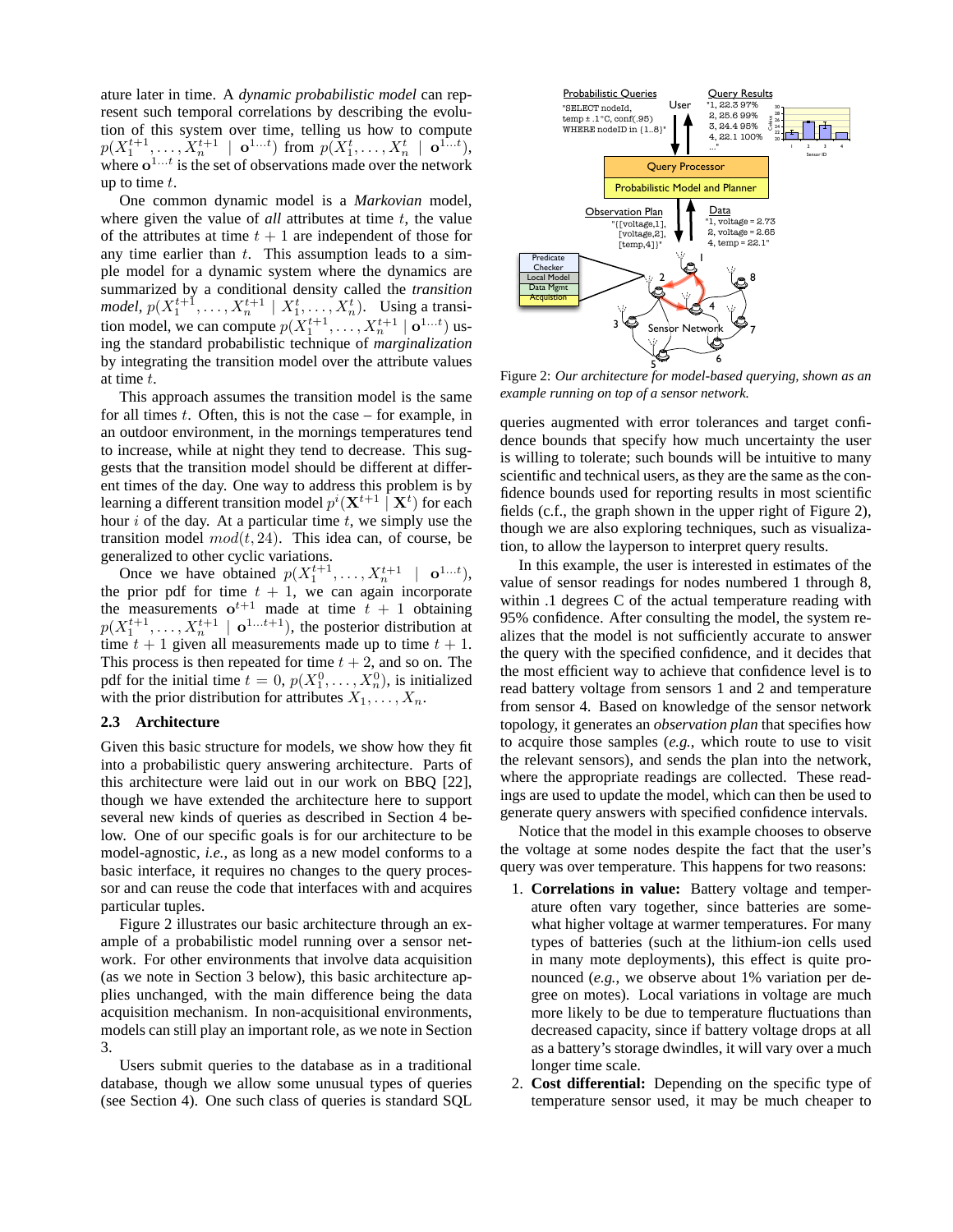ature later in time. A *dynamic probabilistic model* can represent such temporal correlations by describing the evolution of this system over time, telling us how to compute $p(X_1^{t+1}, \ldots, X_n^{t+1} \mid \mathbf{o}^{1\ldots t})$ from $p(X_1^t, \ldots, X_n^t \mid \mathbf{o}^{1\ldots t})$, where $\mathbf{o}^{1\ldots t}$ is the set of observations made over the network up to time $t$.

One common dynamic model is a *Markovian* model, where given the value of *all* attributes at time $t$, the value of the attributes at time $t+1$ are independent of those for any time earlier than $t$. This assumption leads to a simple model for a dynamic system where the dynamics are summarized by a conditional density called the *transition model*, $p(X_1^{t+1}, \ldots, X_n^{t+1} \mid X_1^t, \ldots, X_n^t)$. Using a transition model, we can compute $p(X_1^{t+1}, \ldots, X_n^{t+1} \mid \mathbf{o}^{1\ldots t})$ using the standard probabilistic technique of *marginalization* by integrating the transition model over the attribute values at time $t$.

This approach assumes the transition model is the same for all times $t$. Often, this is not the case – for example, in an outdoor environment, in the mornings temperatures tend to increase, while at night they tend to decrease. This suggests that the transition model should be different at different times of the day. One way to address this problem is by learning a different transition model $p^i(\mathbf{X}^{t+1} \mid \mathbf{X}^t)$ for each hour $i$ of the day. At a particular time $t$, we simply use the transition model $mod(t, 24)$. This idea can, of course, be generalized to other cyclic variations.

Once we have obtained $p(X_1^{t+1}, \ldots, X_n^{t+1} \mid \mathbf{o}^{1\ldots t})$, the prior pdf for time $t+1$, we can again incorporate the measurements $\mathbf{o}^{t+1}$ made at time $t+1$ obtaining $p(X_1^{t+1}, \ldots, X_n^{t+1} \mid \mathbf{o}^{1\ldots t+1})$, the posterior distribution at time $t+1$ given all measurements made up to time $t+1$. This process is then repeated for time $t+2$, and so on. The pdf for the initial time $t=0$, $p(X_1^0, \ldots, X_n^0)$, is initialized with the prior distribution for attributes $X_1, \ldots, X_n$.

### 2.3 Architecture

Given this basic structure for models, we show how they fit into a probabilistic query answering architecture. Parts of this architecture were laid out in our work on BBQ [22], though we have extended the architecture here to support several new kinds of queries as described in Section 4 below. One of our specific goals is for our architecture to be model-agnostic, *i.e.*, as long as a new model conforms to a basic interface, it requires no changes to the query processor and can reuse the code that interfaces with and acquires particular tuples.

Figure 2 illustrates our basic architecture through an example of a probabilistic model running over a sensor network. For other environments that involve data acquisition (as we note in Section 3 below), this basic architecture applies unchanged, with the main difference being the data acquisition mechanism. In non-acquisitional environments, models can still play an important role, as we note in Section 3.

Users submit queries to the database as in a traditional database, though we allow some unusual types of queries (see Section 4). One such class of queries is standard SQL queries augmented with error tolerances and target confidence bounds that specify how much uncertainty the user is willing to tolerate; such bounds will be intuitive to many scientific and technical users, as they are the same as the confidence bounds used for reporting results in most scientific fields (c.f., the graph shown in the upper right of Figure 2), though we are also exploring techniques, such as visualization, to allow the layperson to interpret query results.

Figure 2: *Our architecture for model-based querying, shown as an example running on top of a sensor network.*

In this example, the user is interested in estimates of the value of sensor readings for nodes numbered 1 through 8, within .1 degrees C of the actual temperature reading with 95% confidence. After consulting the model, the system realizes that the model is not sufficiently accurate to answer the query with the specified confidence, and it decides that the most efficient way to achieve that confidence level is to read battery voltage from sensors 1 and 2 and temperature from sensor 4. Based on knowledge of the sensor network topology, it generates an *observation plan* that specifies how to acquire those samples (*e.g.*, which route to use to visit the relevant sensors), and sends the plan into the network, where the appropriate readings are collected. These readings are used to update the model, which can then be used to generate query answers with specified confidence intervals.

Notice that the model in this example chooses to observe the voltage at some nodes despite the fact that the user's query was over temperature. This happens for two reasons:

1. **Correlations in value:** Battery voltage and temperature often vary together, since batteries are somewhat higher voltage at warmer temperatures. For many types of batteries (such at the lithium-ion cells used in many mote deployments), this effect is quite pronounced (*e.g.*, we observe about 1% variation per degree on motes). Local variations in voltage are much more likely to be due to temperature fluctuations than decreased capacity, since if battery voltage drops at all as a battery's storage dwindles, it will vary over a much longer time scale.
2. **Cost differential:** Depending on the specific type of temperature sensor used, it may be much cheaper to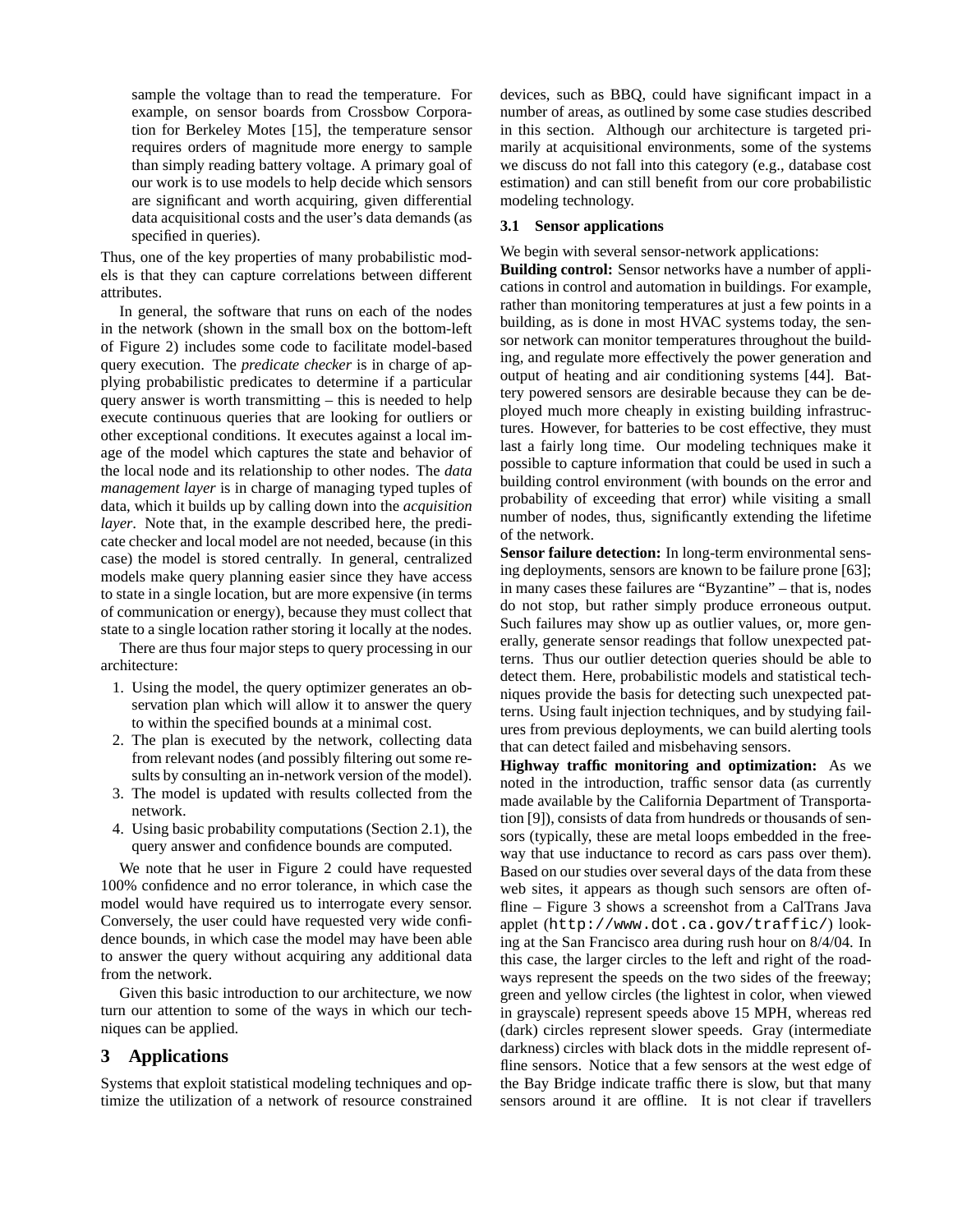sample the voltage than to read the temperature. For example, on sensor boards from Crossbow Corporation for Berkeley Motes [15], the temperature sensor requires orders of magnitude more energy to sample than simply reading battery voltage. A primary goal of our work is to use models to help decide which sensors are significant and worth acquiring, given differential data acquisitional costs and the user's data demands (as specified in queries).

Thus, one of the key properties of many probabilistic models is that they can capture correlations between different attributes.

In general, the software that runs on each of the nodes in the network (shown in the small box on the bottom-left of Figure 2) includes some code to facilitate model-based query execution. The *predicate checker* is in charge of applying probabilistic predicates to determine if a particular query answer is worth transmitting – this is needed to help execute continuous queries that are looking for outliers or other exceptional conditions. It executes against a local image of the model which captures the state and behavior of the local node and its relationship to other nodes. The *data management layer* is in charge of managing typed tuples of data, which it builds up by calling down into the *acquisition layer*. Note that, in the example described here, the predicate checker and local model are not needed, because (in this case) the model is stored centrally. In general, centralized models make query planning easier since they have access to state in a single location, but are more expensive (in terms of communication or energy), because they must collect that state to a single location rather storing it locally at the nodes.

There are thus four major steps to query processing in our architecture:

1. Using the model, the query optimizer generates an observation plan which will allow it to answer the query to within the specified bounds at a minimal cost.
2. The plan is executed by the network, collecting data from relevant nodes (and possibly filtering out some results by consulting an in-network version of the model).
3. The model is updated with results collected from the network.
4. Using basic probability computations (Section 2.1), the query answer and confidence bounds are computed.

We note that he user in Figure 2 could have requested 100% confidence and no error tolerance, in which case the model would have required us to interrogate every sensor. Conversely, the user could have requested very wide confidence bounds, in which case the model may have been able to answer the query without acquiring any additional data from the network.

Given this basic introduction to our architecture, we now turn our attention to some of the ways in which our techniques can be applied.

# 3 Applications

Systems that exploit statistical modeling techniques and optimize the utilization of a network of resource constrained devices, such as BBQ, could have significant impact in a number of areas, as outlined by some case studies described in this section. Although our architecture is targeted primarily at acquisitional environments, some of the systems we discuss do not fall into this category (e.g., database cost estimation) and can still benefit from our core probabilistic modeling technology.

## 3.1 Sensor applications

We begin with several sensor-network applications:

**Building control:** Sensor networks have a number of applications in control and automation in buildings. For example, rather than monitoring temperatures at just a few points in a building, as is done in most HVAC systems today, the sensor network can monitor temperatures throughout the building, and regulate more effectively the power generation and output of heating and air conditioning systems [44]. Battery powered sensors are desirable because they can be deployed much more cheaply in existing building infrastructures. However, for batteries to be cost effective, they must last a fairly long time. Our modeling techniques make it possible to capture information that could be used in such a building control environment (with bounds on the error and probability of exceeding that error) while visiting a small number of nodes, thus, significantly extending the lifetime of the network.

**Sensor failure detection:** In long-term environmental sensing deployments, sensors are known to be failure prone [63]; in many cases these failures are "Byzantine" – that is, nodes do not stop, but rather simply produce erroneous output. Such failures may show up as outlier values, or, more generally, generate sensor readings that follow unexpected patterns. Thus our outlier detection queries should be able to detect them. Here, probabilistic models and statistical techniques provide the basis for detecting such unexpected patterns. Using fault injection techniques, and by studying failures from previous deployments, we can build alerting tools that can detect failed and misbehaving sensors.

**Highway traffic monitoring and optimization:** As we noted in the introduction, traffic sensor data (as currently made available by the California Department of Transportation [9]), consists of data from hundreds or thousands of sensors (typically, these are metal loops embedded in the freeway that use inductance to record as cars pass over them). Based on our studies over several days of the data from these web sites, it appears as though such sensors are often offline – Figure 3 shows a screenshot from a CalTrans Java applet (`http://www.dot.ca.gov/traffic/`) looking at the San Francisco area during rush hour on 8/4/04. In this case, the larger circles to the left and right of the roadways represent the speeds on the two sides of the freeway; green and yellow circles (the lightest in color, when viewed in grayscale) represent speeds above 15 MPH, whereas red (dark) circles represent slower speeds. Gray (intermediate darkness) circles with black dots in the middle represent offline sensors. Notice that a few sensors at the west edge of the Bay Bridge indicate traffic there is slow, but that many sensors around it are offline. It is not clear if travellers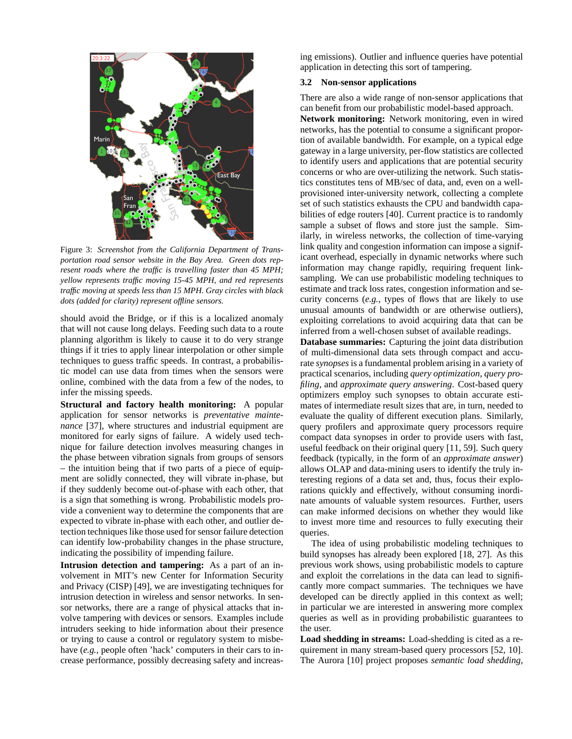Figure 3: *Screenshot from the California Department of Transportation road sensor website in the Bay Area. Green dots represent roads where the traffic is travelling faster than 45 MPH; yellow represents traffic moving 15-45 MPH, and red represents traffic moving at speeds less than 15 MPH. Gray circles with black dots (added for clarity) represent offline sensors.*

should avoid the Bridge, or if this is a localized anomaly that will not cause long delays. Feeding such data to a route planning algorithm is likely to cause it to do very strange things if it tries to apply linear interpolation or other simple techniques to guess traffic speeds. In contrast, a probabilistic model can use data from times when the sensors were online, combined with the data from a few of the nodes, to infer the missing speeds.

**Structural and factory health monitoring:** A popular application for sensor networks is *preventative maintenance* [37], where structures and industrial equipment are monitored for early signs of failure. A widely used technique for failure detection involves measuring changes in the phase between vibration signals from groups of sensors – the intuition being that if two parts of a piece of equipment are solidly connected, they will vibrate in-phase, but if they suddenly become out-of-phase with each other, that is a sign that something is wrong. Probabilistic models provide a convenient way to determine the components that are expected to vibrate in-phase with each other, and outlier detection techniques like those used for sensor failure detection can identify low-probability changes in the phase structure, indicating the possibility of impending failure.

**Intrusion detection and tampering:** As a part of an involvement in MIT's new Center for Information Security and Privacy (CISP) [49], we are investigating techniques for intrusion detection in wireless and sensor networks. In sensor networks, there are a range of physical attacks that involve tampering with devices or sensors. Examples include intruders seeking to hide information about their presence or trying to cause a control or regulatory system to misbehave (*e.g.*, people often 'hack' computers in their cars to increase performance, possibly decreasing safety and increasing emissions). Outlier and influence queries have potential application in detecting this sort of tampering.

### 3.2 Non-sensor applications

There are also a wide range of non-sensor applications that can benefit from our probabilistic model-based approach.

**Network monitoring:** Network monitoring, even in wired networks, has the potential to consume a significant proportion of available bandwidth. For example, on a typical edge gateway in a large university, per-flow statistics are collected to identify users and applications that are potential security concerns or who are over-utilizing the network. Such statistics constitutes tens of MB/sec of data, and, even on a well-provisioned inter-university network, collecting a complete set of such statistics exhausts the CPU and bandwidth capabilities of edge routers [40]. Current practice is to randomly sample a subset of flows and store just the sample. Similarly, in wireless networks, the collection of time-varying link quality and congestion information can impose a significant overhead, especially in dynamic networks where such information may change rapidly, requiring frequent link-sampling. We can use probabilistic modeling techniques to estimate and track loss rates, congestion information and security concerns (*e.g.*, types of flows that are likely to use unusual amounts of bandwidth or are otherwise outliers), exploiting correlations to avoid acquiring data that can be inferred from a well-chosen subset of available readings.

**Database summaries:** Capturing the joint data distribution of multi-dimensional data sets through compact and accurate *synopses* is a fundamental problem arising in a variety of practical scenarios, including *query optimization*, *query profiling*, and *approximate query answering*. Cost-based query optimizers employ such synopses to obtain accurate estimates of intermediate result sizes that are, in turn, needed to evaluate the quality of different execution plans. Similarly, query profilers and approximate query processors require compact data synopses in order to provide users with fast, useful feedback on their original query [11, 59]. Such query feedback (typically, in the form of an *approximate answer*) allows OLAP and data-mining users to identify the truly interesting regions of a data set and, thus, focus their explorations quickly and effectively, without consuming inordinate amounts of valuable system resources. Further, users can make informed decisions on whether they would like to invest more time and resources to fully executing their queries.

The idea of using probabilistic modeling techniques to build synopses has already been explored [18, 27]. As this previous work shows, using probabilistic models to capture and exploit the correlations in the data can lead to significantly more compact summaries. The techniques we have developed can be directly applied in this context as well; in particular we are interested in answering more complex queries as well as in providing probabilistic guarantees to the user.

**Load shedding in streams:** Load-shedding is cited as a requirement in many stream-based query processors [52, 10]. The Aurora [10] project proposes *semantic load shedding*,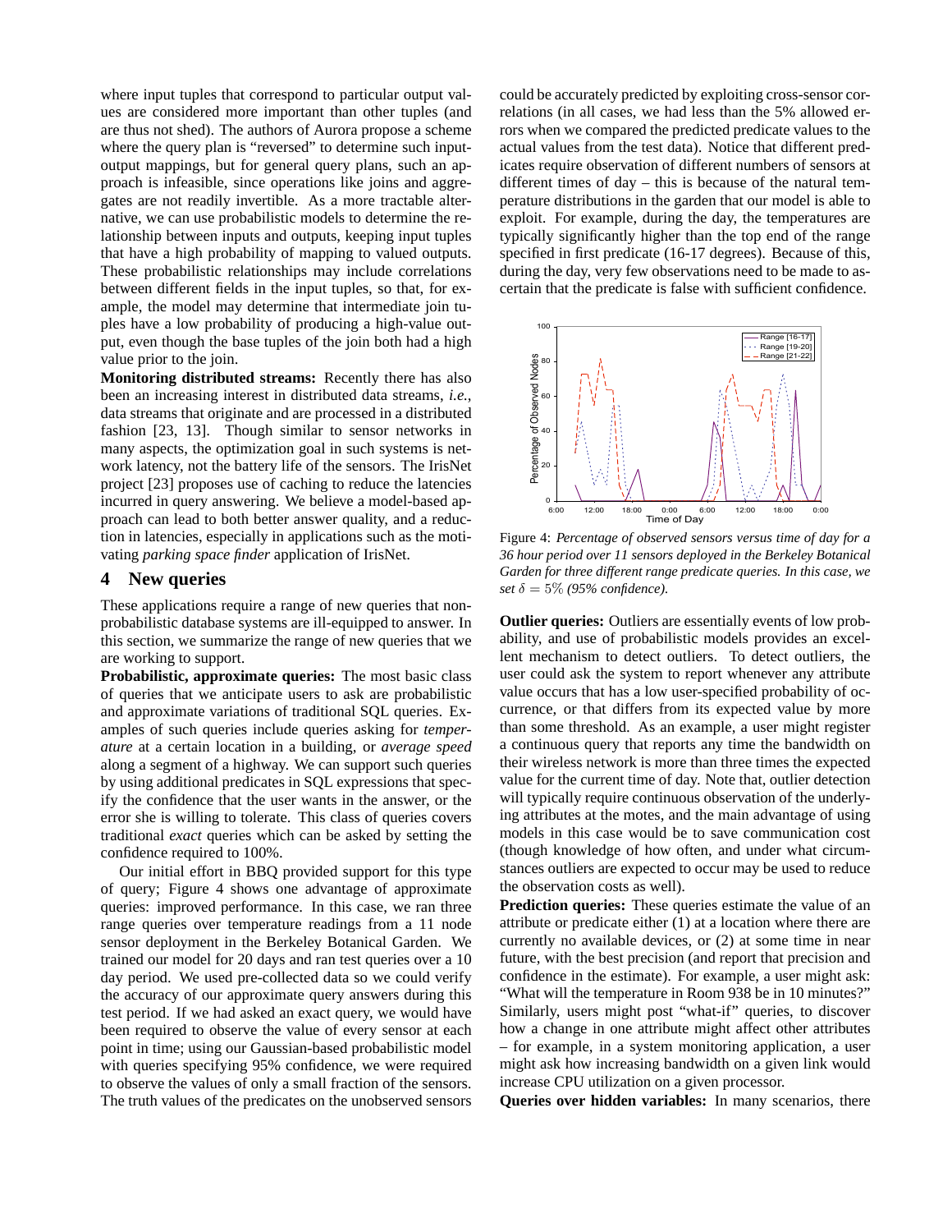where input tuples that correspond to particular output values are considered more important than other tuples (and are thus not shed). The authors of Aurora propose a scheme where the query plan is "reversed" to determine such input-output mappings, but for general query plans, such an approach is infeasible, since operations like joins and aggregates are not readily invertible. As a more tractable alternative, we can use probabilistic models to determine the relationship between inputs and outputs, keeping input tuples that have a high probability of mapping to valued outputs. These probabilistic relationships may include correlations between different fields in the input tuples, so that, for example, the model may determine that intermediate join tuples have a low probability of producing a high-value output, even though the base tuples of the join both had a high value prior to the join.

**Monitoring distributed streams:** Recently there has also been an increasing interest in distributed data streams, *i.e.*, data streams that originate and are processed in a distributed fashion [23, 13]. Though similar to sensor networks in many aspects, the optimization goal in such systems is network latency, not the battery life of the sensors. The IrisNet project [23] proposes use of caching to reduce the latencies incurred in query answering. We believe a model-based approach can lead to both better answer quality, and a reduction in latencies, especially in applications such as the motivating *parking space finder* application of IrisNet.

## 4 New queries

These applications require a range of new queries that non-probabilistic database systems are ill-equipped to answer. In this section, we summarize the range of new queries that we are working to support.

**Probabilistic, approximate queries:** The most basic class of queries that we anticipate users to ask are probabilistic and approximate variations of traditional SQL queries. Examples of such queries include queries asking for *temperature* at a certain location in a building, or *average speed* along a segment of a highway. We can support such queries by using additional predicates in SQL expressions that specify the confidence that the user wants in the answer, or the error she is willing to tolerate. This class of queries covers traditional *exact* queries which can be asked by setting the confidence required to 100%.

Our initial effort in BBQ provided support for this type of query; Figure 4 shows one advantage of approximate queries: improved performance. In this case, we ran three range queries over temperature readings from a 11 node sensor deployment in the Berkeley Botanical Garden. We trained our model for 20 days and ran test queries over a 10 day period. We used pre-collected data so we could verify the accuracy of our approximate query answers during this test period. If we had asked an exact query, we would have been required to observe the value of every sensor at each point in time; using our Gaussian-based probabilistic model with queries specifying 95% confidence, we were required to observe the values of only a small fraction of the sensors. The truth values of the predicates on the unobserved sensors could be accurately predicted by exploiting cross-sensor correlations (in all cases, we had less than the 5% allowed errors when we compared the predicted predicate values to the actual values from the test data). Notice that different predicates require observation of different numbers of sensors at different times of day – this is because of the natural temperature distributions in the garden that our model is able to exploit. For example, during the day, the temperatures are typically significantly higher than the top end of the range specified in first predicate (16-17 degrees). Because of this, during the day, very few observations need to be made to ascertain that the predicate is false with sufficient confidence.

Figure 4: *Percentage of observed sensors versus time of day for a 36 hour period over 11 sensors deployed in the Berkeley Botanical Garden for three different range predicate queries. In this case, we set $\delta = 5\%$ (95% confidence).*

**Outlier queries:** Outliers are essentially events of low probability, and use of probabilistic models provides an excellent mechanism to detect outliers. To detect outliers, the user could ask the system to report whenever any attribute value occurs that has a low user-specified probability of occurrence, or that differs from its expected value by more than some threshold. As an example, a user might register a continuous query that reports any time the bandwidth on their wireless network is more than three times the expected value for the current time of day. Note that, outlier detection will typically require continuous observation of the underlying attributes at the motes, and the main advantage of using models in this case would be to save communication cost (though knowledge of how often, and under what circumstances outliers are expected to occur may be used to reduce the observation costs as well).

**Prediction queries:** These queries estimate the value of an attribute or predicate either (1) at a location where there are currently no available devices, or (2) at some time in near future, with the best precision (and report that precision and confidence in the estimate). For example, a user might ask: "What will the temperature in Room 938 be in 10 minutes?" Similarly, users might post "what-if" queries, to discover how a change in one attribute might affect other attributes – for example, in a system monitoring application, a user might ask how increasing bandwidth on a given link would increase CPU utilization on a given processor.

**Queries over hidden variables:** In many scenarios, there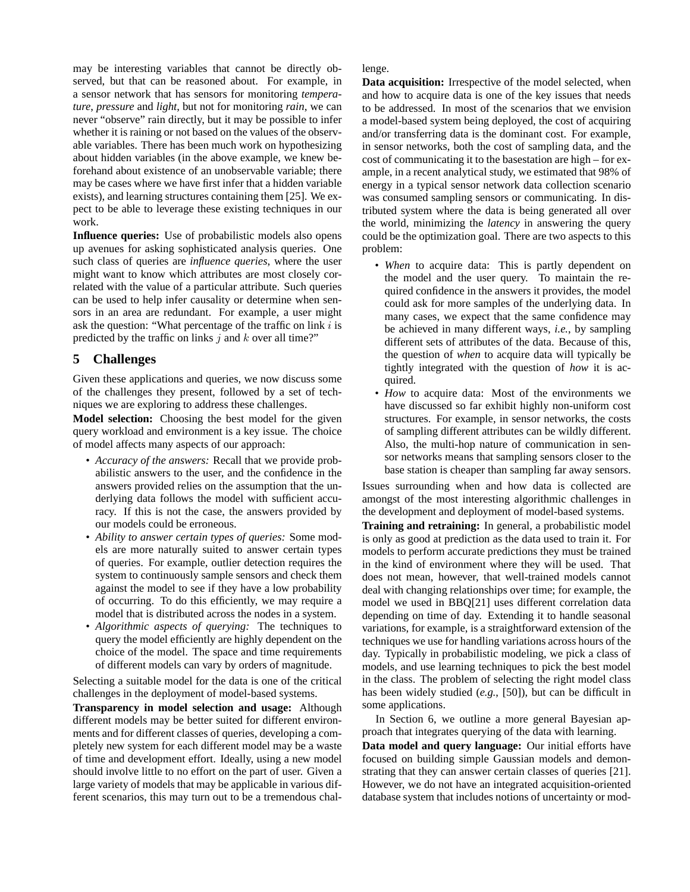may be interesting variables that cannot be directly observed, but that can be reasoned about. For example, in a sensor network that has sensors for monitoring *temperature*, *pressure* and *light*, but not for monitoring *rain*, we can never "observe" rain directly, but it may be possible to infer whether it is raining or not based on the values of the observable variables. There has been much work on hypothesizing about hidden variables (in the above example, we knew beforehand about existence of an unobservable variable; there may be cases where we have first infer that a hidden variable exists), and learning structures containing them [25]. We expect to be able to leverage these existing techniques in our work.

**Influence queries:** Use of probabilistic models also opens up avenues for asking sophisticated analysis queries. One such class of queries are *influence queries*, where the user might want to know which attributes are most closely correlated with the value of a particular attribute. Such queries can be used to help infer causality or determine when sensors in an area are redundant. For example, a user might ask the question: "What percentage of the traffic on link $i$ is predicted by the traffic on links $j$ and $k$ over all time?"

## 5 Challenges

Given these applications and queries, we now discuss some of the challenges they present, followed by a set of techniques we are exploring to address these challenges.

**Model selection:** Choosing the best model for the given query workload and environment is a key issue. The choice of model affects many aspects of our approach:

- *Accuracy of the answers:* Recall that we provide probabilistic answers to the user, and the confidence in the answers provided relies on the assumption that the underlying data follows the model with sufficient accuracy. If this is not the case, the answers provided by our models could be erroneous.
- *Ability to answer certain types of queries:* Some models are more naturally suited to answer certain types of queries. For example, outlier detection requires the system to continuously sample sensors and check them against the model to see if they have a low probability of occurring. To do this efficiently, we may require a model that is distributed across the nodes in a system.
- *Algorithmic aspects of querying:* The techniques to query the model efficiently are highly dependent on the choice of the model. The space and time requirements of different models can vary by orders of magnitude.

Selecting a suitable model for the data is one of the critical challenges in the deployment of model-based systems.

**Transparency in model selection and usage:** Although different models may be better suited for different environments and for different classes of queries, developing a completely new system for each different model may be a waste of time and development effort. Ideally, using a new model should involve little to no effort on the part of user. Given a large variety of models that may be applicable in various different scenarios, this may turn out to be a tremendous challenge.

**Data acquisition:** Irrespective of the model selected, when and how to acquire data is one of the key issues that needs to be addressed. In most of the scenarios that we envision a model-based system being deployed, the cost of acquiring and/or transferring data is the dominant cost. For example, in sensor networks, both the cost of sampling data, and the cost of communicating it to the basestation are high – for example, in a recent analytical study, we estimated that 98% of energy in a typical sensor network data collection scenario was consumed sampling sensors or communicating. In distributed system where the data is being generated all over the world, minimizing the *latency* in answering the query could be the optimization goal. There are two aspects to this problem:

- *When* to acquire data: This is partly dependent on the model and the user query. To maintain the required confidence in the answers it provides, the model could ask for more samples of the underlying data. In many cases, we expect that the same confidence may be achieved in many different ways, *i.e.*, by sampling different sets of attributes of the data. Because of this, the question of *when* to acquire data will typically be tightly integrated with the question of *how* it is acquired.
- *How* to acquire data: Most of the environments we have discussed so far exhibit highly non-uniform cost structures. For example, in sensor networks, the costs of sampling different attributes can be wildly different. Also, the multi-hop nature of communication in sensor networks means that sampling sensors closer to the base station is cheaper than sampling far away sensors.

Issues surrounding when and how data is collected are amongst of the most interesting algorithmic challenges in the development and deployment of model-based systems.

**Training and retraining:** In general, a probabilistic model is only as good at prediction as the data used to train it. For models to perform accurate predictions they must be trained in the kind of environment where they will be used. That does not mean, however, that well-trained models cannot deal with changing relationships over time; for example, the model we used in BBQ[21] uses different correlation data depending on time of day. Extending it to handle seasonal variations, for example, is a straightforward extension of the techniques we use for handling variations across hours of the day. Typically in probabilistic modeling, we pick a class of models, and use learning techniques to pick the best model in the class. The problem of selecting the right model class has been widely studied (*e.g.*, [50]), but can be difficult in some applications.

In Section 6, we outline a more general Bayesian approach that integrates querying of the data with learning.

**Data model and query language:** Our initial efforts have focused on building simple Gaussian models and demonstrating that they can answer certain classes of queries [21]. However, we do not have an integrated acquisition-oriented database system that includes notions of uncertainty or mod-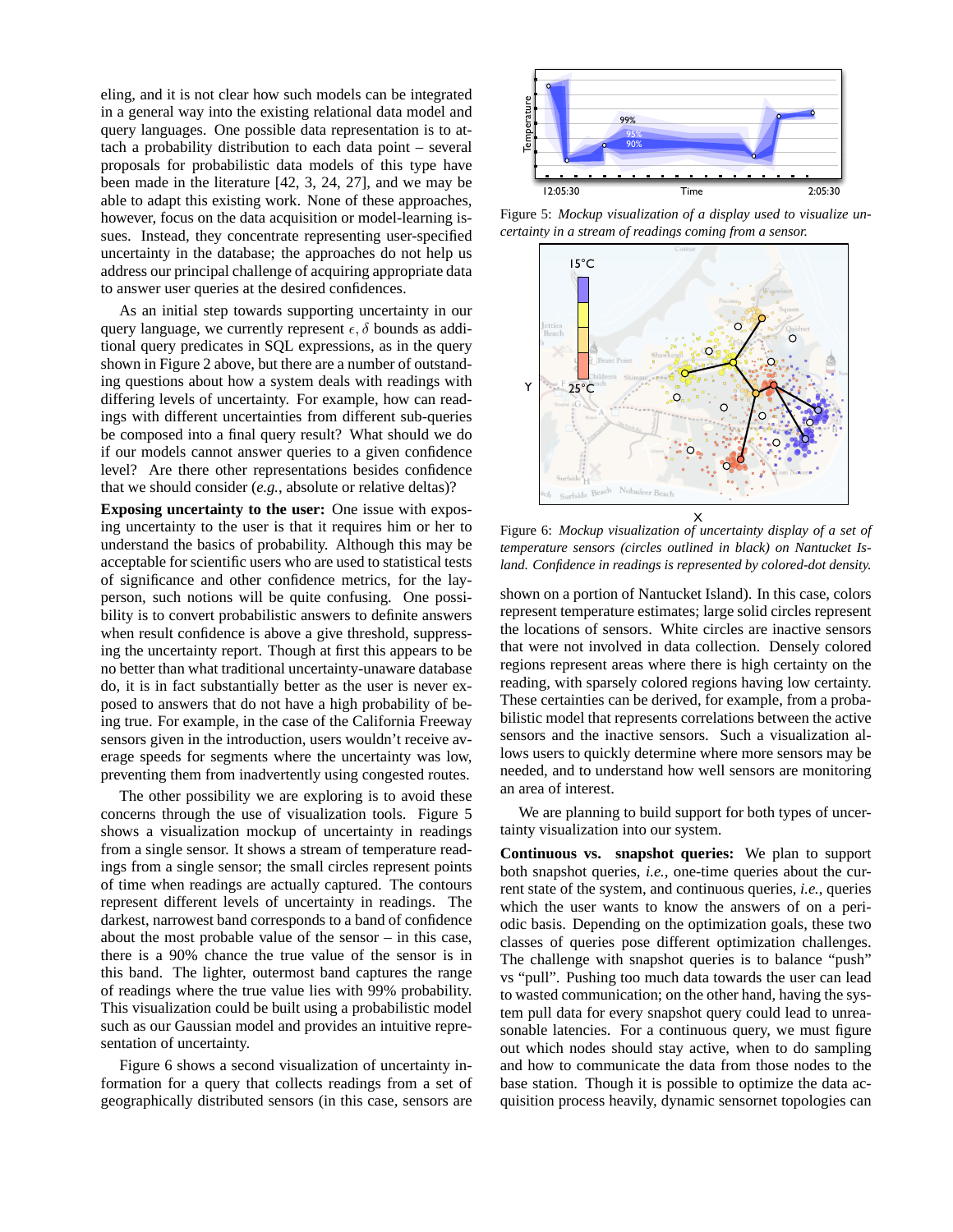eling, and it is not clear how such models can be integrated in a general way into the existing relational data model and query languages. One possible data representation is to attach a probability distribution to each data point – several proposals for probabilistic data models of this type have been made in the literature [42, 3, 24, 27], and we may be able to adapt this existing work. None of these approaches, however, focus on the data acquisition or model-learning issues. Instead, they concentrate representing user-specified uncertainty in the database; the approaches do not help us address our principal challenge of acquiring appropriate data to answer user queries at the desired confidences.

As an initial step towards supporting uncertainty in our query language, we currently represent $\epsilon, \delta$ bounds as additional query predicates in SQL expressions, as in the query shown in Figure 2 above, but there are a number of outstanding questions about how a system deals with readings with differing levels of uncertainty. For example, how can readings with different uncertainties from different sub-queries be composed into a final query result? What should we do if our models cannot answer queries to a given confidence level? Are there other representations besides confidence that we should consider (*e.g.*, absolute or relative deltas)?

**Exposing uncertainty to the user:** One issue with exposing uncertainty to the user is that it requires him or her to understand the basics of probability. Although this may be acceptable for scientific users who are used to statistical tests of significance and other confidence metrics, for the layperson, such notions will be quite confusing. One possibility is to convert probabilistic answers to definite answers when result confidence is above a give threshold, suppressing the uncertainty report. Though at first this appears to be no better than what traditional uncertainty-unaware database do, it is in fact substantially better as the user is never exposed to answers that do not have a high probability of being true. For example, in the case of the California Freeway sensors given in the introduction, users wouldn't receive average speeds for segments where the uncertainty was low, preventing them from inadvertently using congested routes.

The other possibility we are exploring is to avoid these concerns through the use of visualization tools. Figure 5 shows a visualization mockup of uncertainty in readings from a single sensor. It shows a stream of temperature readings from a single sensor; the small circles represent points of time when readings are actually captured. The contours represent different levels of uncertainty in readings. The darkest, narrowest band corresponds to a band of confidence about the most probable value of the sensor – in this case, there is a 90% chance the true value of the sensor is in this band. The lighter, outermost band captures the range of readings where the true value lies with 99% probability. This visualization could be built using a probabilistic model such as our Gaussian model and provides an intuitive representation of uncertainty.

Figure 6 shows a second visualization of uncertainty information for a query that collects readings from a set of geographically distributed sensors (in this case, sensors are shown on a portion of Nantucket Island). In this case, colors represent temperature estimates; large solid circles represent the locations of sensors. White circles are inactive sensors that were not involved in data collection. Densely colored regions represent areas where there is high certainty on the reading, with sparsely colored regions having low certainty. These certainties can be derived, for example, from a probabilistic model that represents correlations between the active sensors and the inactive sensors. Such a visualization allows users to quickly determine where more sensors may be needed, and to understand how well sensors are monitoring an area of interest.

Figure 5: *Mockup visualization of a display used to visualize uncertainty in a stream of readings coming from a sensor.*

Figure 6: *Mockup visualization of uncertainty display of a set of temperature sensors (circles outlined in black) on Nantucket Island. Confidence in readings is represented by colored-dot density.*

We are planning to build support for both types of uncertainty visualization into our system.

**Continuous vs. snapshot queries:** We plan to support both snapshot queries, *i.e.*, one-time queries about the current state of the system, and continuous queries, *i.e.*, queries which the user wants to know the answers of on a periodic basis. Depending on the optimization goals, these two classes of queries pose different optimization challenges. The challenge with snapshot queries is to balance "push" vs "pull". Pushing too much data towards the user can lead to wasted communication; on the other hand, having the system pull data for every snapshot query could lead to unreasonable latencies. For a continuous query, we must figure out which nodes should stay active, when to do sampling and how to communicate the data from those nodes to the base station. Though it is possible to optimize the data acquisition process heavily, dynamic sensornet topologies can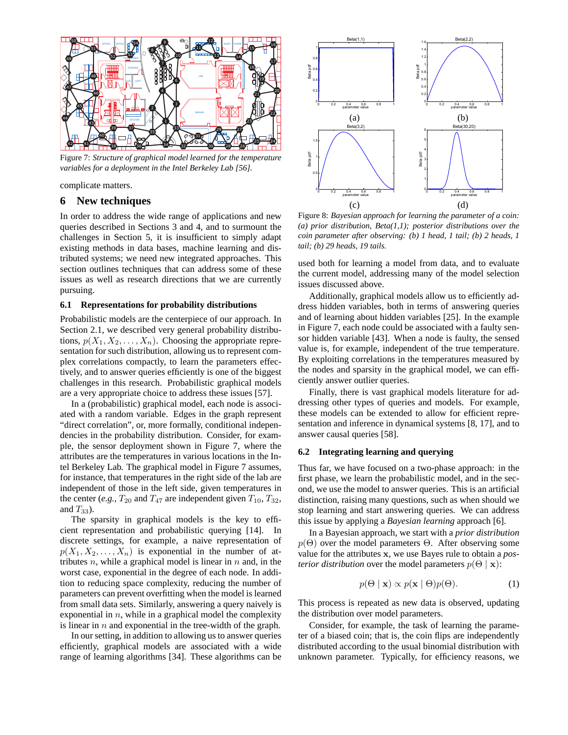Figure 7: *Structure of graphical model learned for the temperature variables for a deployment in the Intel Berkeley Lab [56].*

complicate matters.

## 6 New techniques

In order to address the wide range of applications and new queries described in Sections 3 and 4, and to surmount the challenges in Section 5, it is insufficient to simply adapt existing methods in data bases, machine learning and distributed systems; we need new integrated approaches. This section outlines techniques that can address some of these issues as well as research directions that we are currently pursuing.

### 6.1 Representations for probability distributions

Probabilistic models are the centerpiece of our approach. In Section 2.1, we described very general probability distributions, $p(X_1, X_2, \ldots, X_n)$. Choosing the appropriate representation for such distribution, allowing us to represent complex correlations compactly, to learn the parameters effectively, and to answer queries efficiently is one of the biggest challenges in this research. Probabilistic graphical models are a very appropriate choice to address these issues [57].

In a (probabilistic) graphical model, each node is associated with a random variable. Edges in the graph represent "direct correlation", or, more formally, conditional independencies in the probability distribution. Consider, for example, the sensor deployment shown in Figure 7, where the attributes are the temperatures in various locations in the Intel Berkeley Lab. The graphical model in Figure 7 assumes, for instance, that temperatures in the right side of the lab are independent of those in the left side, given temperatures in the center (*e.g.*, $T_{20}$ and $T_{47}$ are independent given $T_{10}$, $T_{32}$, and $T_{33}$).

The sparsity in graphical models is the key to efficient representation and probabilistic querying [14]. In discrete settings, for example, a naive representation of $p(X_1, X_2, \ldots, X_n)$ is exponential in the number of attributes $n$, while a graphical model is linear in $n$ and, in the worst case, exponential in the degree of each node. In addition to reducing space complexity, reducing the number of parameters can prevent overfitting when the model is learned from small data sets. Similarly, answering a query naively is exponential in $n$, while in a graphical model the complexity is linear in $n$ and exponential in the tree-width of the graph.

In our setting, in addition to allowing us to answer queries efficiently, graphical models are associated with a wide range of learning algorithms [34]. These algorithms can be used both for learning a model from data, and to evaluate the current model, addressing many of the model selection issues discussed above.

Figure 8: *Bayesian approach for learning the parameter of a coin: (a) prior distribution, Beta(1,1); posterior distributions over the coin parameter after observing: (b) 1 head, 1 tail; (b) 2 heads, 1 tail; (b) 29 heads, 19 tails.*

Additionally, graphical models allow us to efficiently address hidden variables, both in terms of answering queries and of learning about hidden variables [25]. In the example in Figure 7, each node could be associated with a faulty sensor hidden variable [43]. When a node is faulty, the sensed value is, for example, independent of the true temperature. By exploiting correlations in the temperatures measured by the nodes and sparsity in the graphical model, we can efficiently answer outlier queries.

Finally, there is vast graphical models literature for addressing other types of queries and models. For example, these models can be extended to allow for efficient representation and inference in dynamical systems [8, 17], and to answer causal queries [58].

### 6.2 Integrating learning and querying

Thus far, we have focused on a two-phase approach: in the first phase, we learn the probabilistic model, and in the second, we use the model to answer queries. This is an artificial distinction, raising many questions, such as when should we stop learning and start answering queries. We can address this issue by applying a *Bayesian learning* approach [6].

In a Bayesian approach, we start with a *prior distribution* $p(\Theta)$ over the model parameters $\Theta$. After observing some value for the attributes $\mathbf{x}$, we use Bayes rule to obtain a *posterior distribution* over the model parameters $p(\Theta \mid \mathbf{x})$:

$$p(\Theta \mid \mathbf{x}) \propto p(\mathbf{x} \mid \Theta)p(\Theta). \tag{1}$$

This process is repeated as new data is observed, updating the distribution over model parameters.

Consider, for example, the task of learning the parameter of a biased coin; that is, the coin flips are independently distributed according to the usual binomial distribution with unknown parameter. Typically, for efficiency reasons, we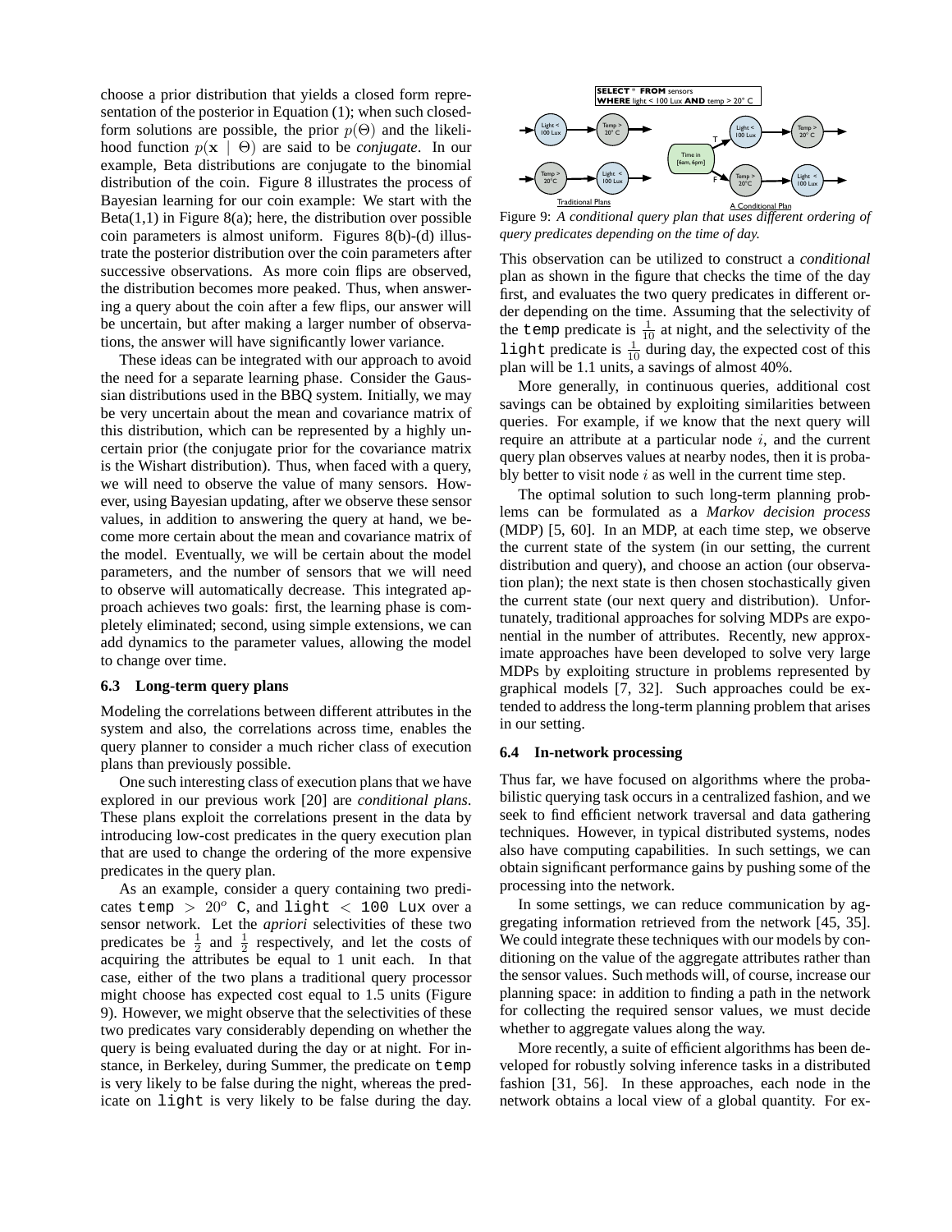choose a prior distribution that yields a closed form representation of the posterior in Equation (1); when such closed-form solutions are possible, the prior $p(\Theta)$ and the likelihood function $p(\mathbf{x} \mid \Theta)$ are said to be *conjugate*. In our example, Beta distributions are conjugate to the binomial distribution of the coin. Figure 8 illustrates the process of Bayesian learning for our coin example: We start with the Beta(1,1) in Figure 8(a); here, the distribution over possible coin parameters is almost uniform. Figures 8(b)-(d) illustrate the posterior distribution over the coin parameters after successive observations. As more coin flips are observed, the distribution becomes more peaked. Thus, when answering a query about the coin after a few flips, our answer will be uncertain, but after making a larger number of observations, the answer will have significantly lower variance.

These ideas can be integrated with our approach to avoid the need for a separate learning phase. Consider the Gaussian distributions used in the BBQ system. Initially, we may be very uncertain about the mean and covariance matrix of this distribution, which can be represented by a highly uncertain prior (the conjugate prior for the covariance matrix is the Wishart distribution). Thus, when faced with a query, we will need to observe the value of many sensors. However, using Bayesian updating, after we observe these sensor values, in addition to answering the query at hand, we become more certain about the mean and covariance matrix of the model. Eventually, we will be certain about the model parameters, and the number of sensors that we will need to observe will automatically decrease. This integrated approach achieves two goals: first, the learning phase is completely eliminated; second, using simple extensions, we can add dynamics to the parameter values, allowing the model to change over time.

### 6.3 Long-term query plans

Modeling the correlations between different attributes in the system and also, the correlations across time, enables the query planner to consider a much richer class of execution plans than previously possible.

One such interesting class of execution plans that we have explored in our previous work [20] are *conditional plans*. These plans exploit the correlations present in the data by introducing low-cost predicates in the query execution plan that are used to change the ordering of the more expensive predicates in the query plan.

As an example, consider a query containing two predicates `temp` $> 20^o$ C, and `light` $<$ `100 Lux` over a sensor network. Let the *apriori* selectivities of these two predicates be $\frac{1}{2}$ and $\frac{1}{2}$ respectively, and let the costs of acquiring the attributes be equal to 1 unit each. In that case, either of the two plans a traditional query processor might choose has expected cost equal to 1.5 units (Figure 9). However, we might observe that the selectivities of these two predicates vary considerably depending on whether the query is being evaluated during the day or at night. For instance, in Berkeley, during Summer, the predicate on `temp` is very likely to be false during the night, whereas the predicate on `light` is very likely to be false during the day.

Figure 9: *A conditional query plan that uses different ordering of query predicates depending on the time of day.*

This observation can be utilized to construct a *conditional* plan as shown in the figure that checks the time of the day first, and evaluates the two query predicates in different order depending on the time. Assuming that the selectivity of the `temp` predicate is $\frac{1}{10}$ at night, and the selectivity of the `light` predicate is $\frac{1}{10}$ during day, the expected cost of this plan will be 1.1 units, a savings of almost 40%.

More generally, in continuous queries, additional cost savings can be obtained by exploiting similarities between queries. For example, if we know that the next query will require an attribute at a particular node $i$, and the current query plan observes values at nearby nodes, then it is probably better to visit node $i$ as well in the current time step.

The optimal solution to such long-term planning problems can be formulated as a *Markov decision process* (MDP) [5, 60]. In an MDP, at each time step, we observe the current state of the system (in our setting, the current distribution and query), and choose an action (our observation plan); the next state is then chosen stochastically given the current state (our next query and distribution). Unfortunately, traditional approaches for solving MDPs are exponential in the number of attributes. Recently, new approximate approaches have been developed to solve very large MDPs by exploiting structure in problems represented by graphical models [7, 32]. Such approaches could be extended to address the long-term planning problem that arises in our setting.

### 6.4 In-network processing

Thus far, we have focused on algorithms where the probabilistic querying task occurs in a centralized fashion, and we seek to find efficient network traversal and data gathering techniques. However, in typical distributed systems, nodes also have computing capabilities. In such settings, we can obtain significant performance gains by pushing some of the processing into the network.

In some settings, we can reduce communication by aggregating information retrieved from the network [45, 35]. We could integrate these techniques with our models by conditioning on the value of the aggregate attributes rather than the sensor values. Such methods will, of course, increase our planning space: in addition to finding a path in the network for collecting the required sensor values, we must decide whether to aggregate values along the way.

More recently, a suite of efficient algorithms has been developed for robustly solving inference tasks in a distributed fashion [31, 56]. In these approaches, each node in the network obtains a local view of a global quantity. For ex-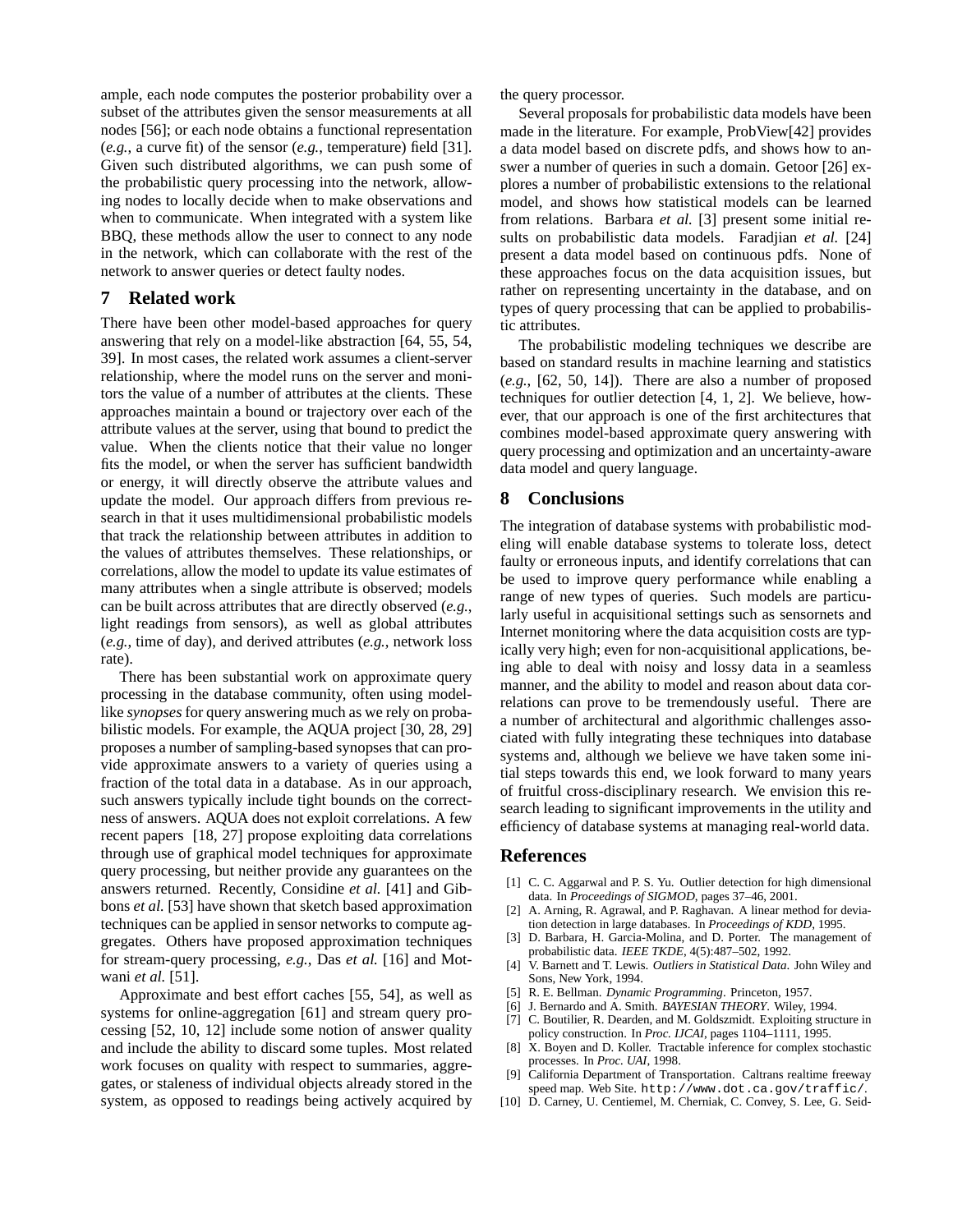ample, each node computes the posterior probability over a subset of the attributes given the sensor measurements at all nodes [56]; or each node obtains a functional representation (*e.g.*, a curve fit) of the sensor (*e.g.*, temperature) field [31]. Given such distributed algorithms, we can push some of the probabilistic query processing into the network, allowing nodes to locally decide when to make observations and when to communicate. When integrated with a system like BBQ, these methods allow the user to connect to any node in the network, which can collaborate with the rest of the network to answer queries or detect faulty nodes.

## 7 Related work

There have been other model-based approaches for query answering that rely on a model-like abstraction [64, 55, 54, 39]. In most cases, the related work assumes a client-server relationship, where the model runs on the server and monitors the value of a number of attributes at the clients. These approaches maintain a bound or trajectory over each of the attribute values at the server, using that bound to predict the value. When the clients notice that their value no longer fits the model, or when the server has sufficient bandwidth or energy, it will directly observe the attribute values and update the model. Our approach differs from previous research in that it uses multidimensional probabilistic models that track the relationship between attributes in addition to the values of attributes themselves. These relationships, or correlations, allow the model to update its value estimates of many attributes when a single attribute is observed; models can be built across attributes that are directly observed (*e.g.*, light readings from sensors), as well as global attributes (*e.g.*, time of day), and derived attributes (*e.g.*, network loss rate).

There has been substantial work on approximate query processing in the database community, often using model-like *synopses* for query answering much as we rely on probabilistic models. For example, the AQUA project [30, 28, 29] proposes a number of sampling-based synopses that can provide approximate answers to a variety of queries using a fraction of the total data in a database. As in our approach, such answers typically include tight bounds on the correctness of answers. AQUA does not exploit correlations. A few recent papers [18, 27] propose exploiting data correlations through use of graphical model techniques for approximate query processing, but neither provide any guarantees on the answers returned. Recently, Considine *et al.* [41] and Gibbons *et al.* [53] have shown that sketch based approximation techniques can be applied in sensor networks to compute aggregates. Others have proposed approximation techniques for stream-query processing, *e.g.*, Das *et al.* [16] and Motwani *et al.* [51].

Approximate and best effort caches [55, 54], as well as systems for online-aggregation [61] and stream query processing [52, 10, 12] include some notion of answer quality and include the ability to discard some tuples. Most related work focuses on quality with respect to summaries, aggregates, or staleness of individual objects already stored in the system, as opposed to readings being actively acquired by the query processor.

Several proposals for probabilistic data models have been made in the literature. For example, ProbView[42] provides a data model based on discrete pdfs, and shows how to answer a number of queries in such a domain. Getoor [26] explores a number of probabilistic extensions to the relational model, and shows how statistical models can be learned from relations. Barbara *et al.* [3] present some initial results on probabilistic data models. Faradjian *et al.* [24] present a data model based on continuous pdfs. None of these approaches focus on the data acquisition issues, but rather on representing uncertainty in the database, and on types of query processing that can be applied to probabilistic attributes.

The probabilistic modeling techniques we describe are based on standard results in machine learning and statistics (*e.g.*, [62, 50, 14]). There are also a number of proposed techniques for outlier detection [4, 1, 2]. We believe, however, that our approach is one of the first architectures that combines model-based approximate query answering with query processing and optimization and an uncertainty-aware data model and query language.

## 8 Conclusions

The integration of database systems with probabilistic modeling will enable database systems to tolerate loss, detect faulty or erroneous inputs, and identify correlations that can be used to improve query performance while enabling a range of new types of queries. Such models are particularly useful in acquisitional settings such as sensornets and Internet monitoring where the data acquisition costs are typically very high; even for non-acquisitional applications, being able to deal with noisy and lossy data in a seamless manner, and the ability to model and reason about data correlations can prove to be tremendously useful. There are a number of architectural and algorithmic challenges associated with fully integrating these techniques into database systems and, although we believe we have taken some initial steps towards this end, we look forward to many years of fruitful cross-disciplinary research. We envision this research leading to significant improvements in the utility and efficiency of database systems at managing real-world data.

## References

[1] C. C. Aggarwal and P. S. Yu. Outlier detection for high dimensional data. In *Proceedings of SIGMOD*, pages 37–46, 2001.

[2] A. Arning, R. Agrawal, and P. Raghavan. A linear method for deviation detection in large databases. In *Proceedings of KDD*, 1995.

[3] D. Barbara, H. Garcia-Molina, and D. Porter. The management of probabilistic data. *IEEE TKDE*, 4(5):487–502, 1992.

[4] V. Barnett and T. Lewis. *Outliers in Statistical Data*. John Wiley and Sons, New York, 1994.

[5] R. E. Bellman. *Dynamic Programming*. Princeton, 1957.

[6] J. Bernardo and A. Smith. *BAYESIAN THEORY*. Wiley, 1994.

[7] C. Boutilier, R. Dearden, and M. Goldszmidt. Exploiting structure in policy construction. In *Proc. IJCAI*, pages 1104–1111, 1995.

[8] X. Boyen and D. Koller. Tractable inference for complex stochastic processes. In *Proc. UAI*, 1998.

[9] California Department of Transportation. Caltrans realtime freeway speed map. Web Site. http://www.dot.ca.gov/traffic/.

[10] D. Carney, U. Centiemel, M. Cherniak, C. Convey, S. Lee, G. Seid-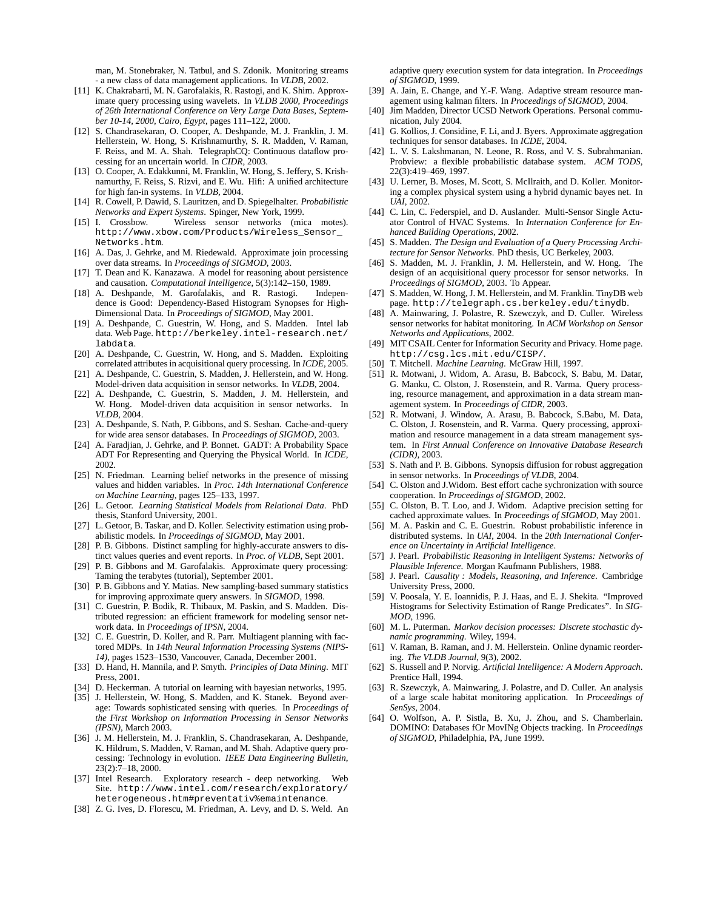man, M. Stonebraker, N. Tatbul, and S. Zdonik. Monitoring streams - a new class of data management applications. In *VLDB*, 2002.

[11] K. Chakrabarti, M. N. Garofalakis, R. Rastogi, and K. Shim. Approximate query processing using wavelets. In *VLDB 2000, Proceedings of 26th International Conference on Very Large Data Bases, September 10-14, 2000, Cairo, Egypt*, pages 111–122, 2000.

[12] S. Chandrasekaran, O. Cooper, A. Deshpande, M. J. Franklin, J. M. Hellerstein, W. Hong, S. Krishnamurthy, S. R. Madden, V. Raman, F. Reiss, and M. A. Shah. TelegraphCQ: Continuous dataflow processing for an uncertain world. In *CIDR*, 2003.

[13] O. Cooper, A. Edakkunni, M. Franklin, W. Hong, S. Jeffery, S. Krishnamurthy, F. Reiss, S. Rizvi, and E. Wu. Hifi: A unified architecture for high fan-in systems. In *VLDB*, 2004.

[14] R. Cowell, P. Dawid, S. Lauritzen, and D. Spiegelhalter. *Probabilistic Networks and Expert Systems*. Spinger, New York, 1999.

[15] I. Crossbow. Wireless sensor networks (mica motes). `http://www.xbow.com/Products/Wireless_Sensor_Networks.htm`.

[16] A. Das, J. Gehrke, and M. Riedewald. Approximate join processing over data streams. In *Proceedings of SIGMOD*, 2003.

[17] T. Dean and K. Kanazawa. A model for reasoning about persistence and causation. *Computational Intelligence*, 5(3):142–150, 1989.

[18] A. Deshpande, M. Garofalakis, and R. Rastogi. Independence is Good: Dependency-Based Histogram Synopses for High-Dimensional Data. In *Proceedings of SIGMOD*, May 2001.

[19] A. Deshpande, C. Guestrin, W. Hong, and S. Madden. Intel lab data. Web Page. `http://berkeley.intel-research.net/labdata`.

[20] A. Deshpande, C. Guestrin, W. Hong, and S. Madden. Exploiting correlated attributes in acquisitional query processing. In *ICDE*, 2005.

[21] A. Deshpande, C. Guestrin, S. Madden, J. Hellerstein, and W. Hong. Model-driven data acquisition in sensor networks. In *VLDB*, 2004.

[22] A. Deshpande, C. Guestrin, S. Madden, J. M. Hellerstein, and W. Hong. Model-driven data acquisition in sensor networks. In *VLDB*, 2004.

[23] A. Deshpande, S. Nath, P. Gibbons, and S. Seshan. Cache-and-query for wide area sensor databases. In *Proceedings of SIGMOD*, 2003.

[24] A. Faradjian, J. Gehrke, and P. Bonnet. GADT: A Probability Space ADT For Representing and Querying the Physical World. In *ICDE*, 2002.

[25] N. Friedman. Learning belief networks in the presence of missing values and hidden variables. In *Proc. 14th International Conference on Machine Learning*, pages 125–133, 1997.

[26] L. Getoor. *Learning Statistical Models from Relational Data*. PhD thesis, Stanford University, 2001.

[27] L. Getoor, B. Taskar, and D. Koller. Selectivity estimation using probabilistic models. In *Proceedings of SIGMOD*, May 2001.

[28] P. B. Gibbons. Distinct sampling for highly-accurate answers to distinct values queries and event reports. In *Proc. of VLDB*, Sept 2001.

[29] P. B. Gibbons and M. Garofalakis. Approximate query processing: Taming the terabytes (tutorial), September 2001.

[30] P. B. Gibbons and Y. Matias. New sampling-based summary statistics for improving approximate query answers. In *SIGMOD*, 1998.

[31] C. Guestrin, P. Bodik, R. Thibaux, M. Paskin, and S. Madden. Distributed regression: an efficient framework for modeling sensor network data. In *Proceedings of IPSN*, 2004.

[32] C. E. Guestrin, D. Koller, and R. Parr. Multiagent planning with factored MDPs. In *14th Neural Information Processing Systems (NIPS-14)*, pages 1523–1530, Vancouver, Canada, December 2001.

[33] D. Hand, H. Mannila, and P. Smyth. *Principles of Data Mining*. MIT Press, 2001.

[34] D. Heckerman. A tutorial on learning with bayesian networks, 1995.

[35] J. Hellerstein, W. Hong, S. Madden, and K. Stanek. Beyond average: Towards sophisticated sensing with queries. In *Proceedings of the First Workshop on Information Processing in Sensor Networks (IPSN)*, March 2003.

[36] J. M. Hellerstein, M. J. Franklin, S. Chandrasekaran, A. Deshpande, K. Hildrum, S. Madden, V. Raman, and M. Shah. Adaptive query processing: Technology in evolution. *IEEE Data Engineering Bulletin*, 23(2):7–18, 2000.

[37] Intel Research. Exploratory research - deep networking. Web Site. `http://www.intel.com/research/exploratory/heterogeneous.htm#preventativ%emaintenance`.

[38] Z. G. Ives, D. Florescu, M. Friedman, A. Levy, and D. S. Weld. An adaptive query execution system for data integration. In *Proceedings of SIGMOD*, 1999.

[39] A. Jain, E. Change, and Y.-F. Wang. Adaptive stream resource management using kalman filters. In *Proceedings of SIGMOD*, 2004.

[40] Jim Madden, Director UCSD Network Operations. Personal communication, July 2004.

[41] G. Kollios, J. Considine, F. Li, and J. Byers. Approximate aggregation techniques for sensor databases. In *ICDE*, 2004.

[42] L. V. S. Lakshmanan, N. Leone, R. Ross, and V. S. Subrahmanian. Probview: a flexible probabilistic database system. *ACM TODS*, 22(3):419–469, 1997.

[43] U. Lerner, B. Moses, M. Scott, S. McIlraith, and D. Koller. Monitoring a complex physical system using a hybrid dynamic bayes net. In *UAI*, 2002.

[44] C. Lin, C. Federspiel, and D. Auslander. Multi-Sensor Single Actuator Control of HVAC Systems. In *Internation Conference for Enhanced Building Operations*, 2002.

[45] S. Madden. *The Design and Evaluation of a Query Processing Architecture for Sensor Networks*. PhD thesis, UC Berkeley, 2003.

[46] S. Madden, M. J. Franklin, J. M. Hellerstein, and W. Hong. The design of an acquisitional query processor for sensor networks. In *Proceedings of SIGMOD*, 2003. To Appear.

[47] S. Madden, W. Hong, J. M. Hellerstein, and M. Franklin. TinyDB web page. `http://telegraph.cs.berkeley.edu/tinydb`.

[48] A. Mainwaring, J. Polastre, R. Szewczyk, and D. Culler. Wireless sensor networks for habitat monitoring. In *ACM Workshop on Sensor Networks and Applications*, 2002.

[49] MIT CSAIL Center for Information Security and Privacy. Home page. `http://csg.lcs.mit.edu/CISP/`.

[50] T. Mitchell. *Machine Learning*. McGraw Hill, 1997.

[51] R. Motwani, J. Widom, A. Arasu, B. Babcock, S. Babu, M. Datar, G. Manku, C. Olston, J. Rosenstein, and R. Varma. Query processing, resource management, and approximation in a data stream management system. In *Proceedings of CIDR*, 2003.

[52] R. Motwani, J. Window, A. Arasu, B. Babcock, S.Babu, M. Data, C. Olston, J. Rosenstein, and R. Varma. Query processing, approximation and resource management in a data stream management system. In *First Annual Conference on Innovative Database Research (CIDR)*, 2003.

[53] S. Nath and P. B. Gibbons. Synopsis diffusion for robust aggregation in sensor networks. In *Proceedings of VLDB*, 2004.

[54] C. Olston and J.Widom. Best effort cache sychronization with source cooperation. In *Proceedings of SIGMOD*, 2002.

[55] C. Olston, B. T. Loo, and J. Widom. Adaptive precision setting for cached approximate values. In *Proceedings of SIGMOD*, May 2001.

[56] M. A. Paskin and C. E. Guestrin. Robust probabilistic inference in distributed systems. In *UAI*, 2004. In the *20th International Conference on Uncertainty in Artificial Intelligence*.

[57] J. Pearl. *Probabilistic Reasoning in Intelligent Systems: Networks of Plausible Inference*. Morgan Kaufmann Publishers, 1988.

[58] J. Pearl. *Causality : Models, Reasoning, and Inference*. Cambridge University Press, 2000.

[59] V. Poosala, Y. E. Ioannidis, P. J. Haas, and E. J. Shekita. "Improved Histograms for Selectivity Estimation of Range Predicates". In *SIGMOD*, 1996.

[60] M. L. Puterman. *Markov decision processes: Discrete stochastic dynamic programming*. Wiley, 1994.

[61] V. Raman, B. Raman, and J. M. Hellerstein. Online dynamic reordering. *The VLDB Journal*, 9(3), 2002.

[62] S. Russell and P. Norvig. *Artificial Intelligence: A Modern Approach*. Prentice Hall, 1994.

[63] R. Szewczyk, A. Mainwaring, J. Polastre, and D. Culler. An analysis of a large scale habitat monitoring application. In *Proceedings of SenSys*, 2004.

[64] O. Wolfson, A. P. Sistla, B. Xu, J. Zhou, and S. Chamberlain. DOMINO: Databases fOr MovINg Objects tracking. In *Proceedings of SIGMOD*, Philadelphia, PA, June 1999.